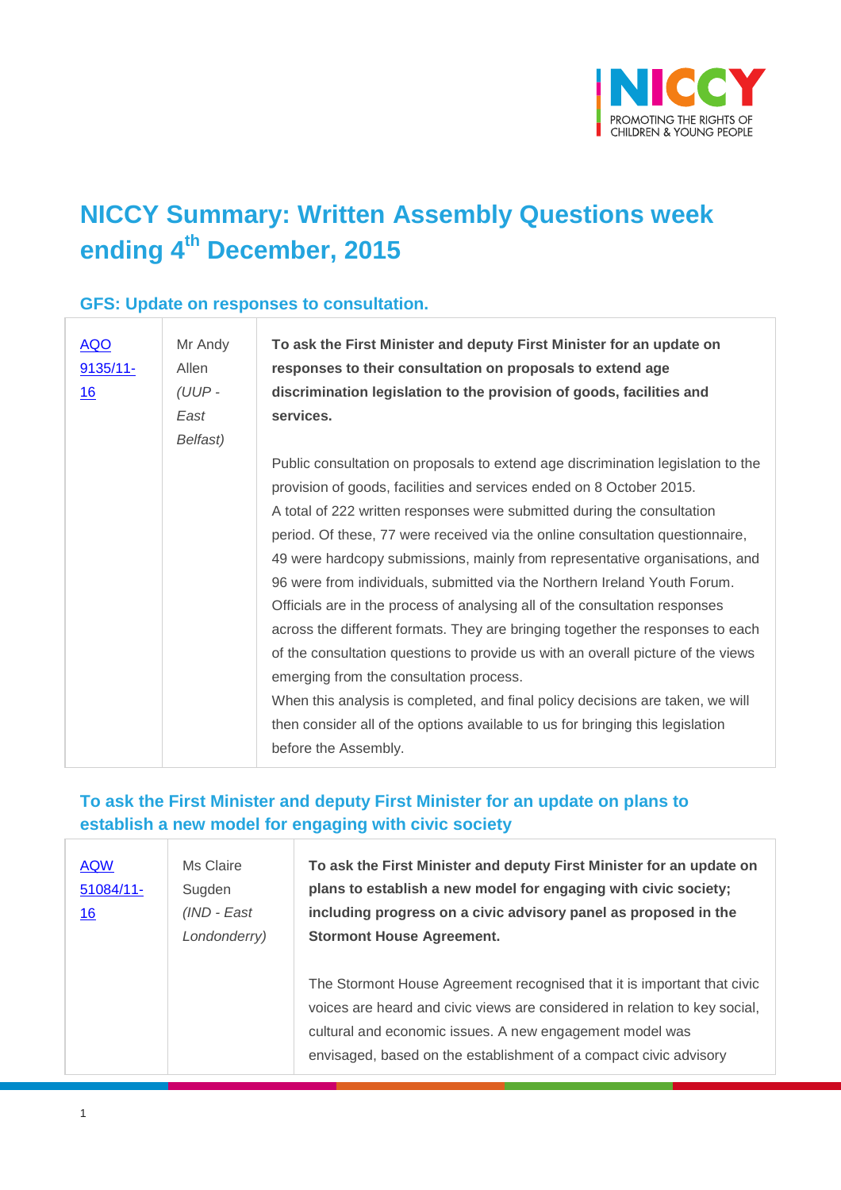# NICCY Summary: Written Assembly Questions week ending 4th December, 2015

## GFS: Update on responses to consultation.

| | | |
|---|---|---|
| [AQO 9135/11-16] | Mr Andy Allen *(UUP - East Belfast)* | **To ask the First Minister and deputy First Minister for an update on responses to their consultation on proposals to extend age discrimination legislation to the provision of goods, facilities and services.**<br><br>Public consultation on proposals to extend age discrimination legislation to the provision of goods, facilities and services ended on 8 October 2015.<br>A total of 222 written responses were submitted during the consultation period. Of these, 77 were received via the online consultation questionnaire, 49 were hardcopy submissions, mainly from representative organisations, and 96 were from individuals, submitted via the Northern Ireland Youth Forum.<br>Officials are in the process of analysing all of the consultation responses across the different formats. They are bringing together the responses to each of the consultation questions to provide us with an overall picture of the views emerging from the consultation process.<br>When this analysis is completed, and final policy decisions are taken, we will then consider all of the options available to us for bringing this legislation before the Assembly. |

## To ask the First Minister and deputy First Minister for an update on plans to establish a new model for engaging with civic society

| | | |
|---|---|---|
| [AQW 51084/11-16] | Ms Claire Sugden *(IND - East Londonderry)* | **To ask the First Minister and deputy First Minister for an update on plans to establish a new model for engaging with civic society; including progress on a civic advisory panel as proposed in the Stormont House Agreement.**<br><br>The Stormont House Agreement recognised that it is important that civic voices are heard and civic views are considered in relation to key social, cultural and economic issues. A new engagement model was envisaged, based on the establishment of a compact civic advisory |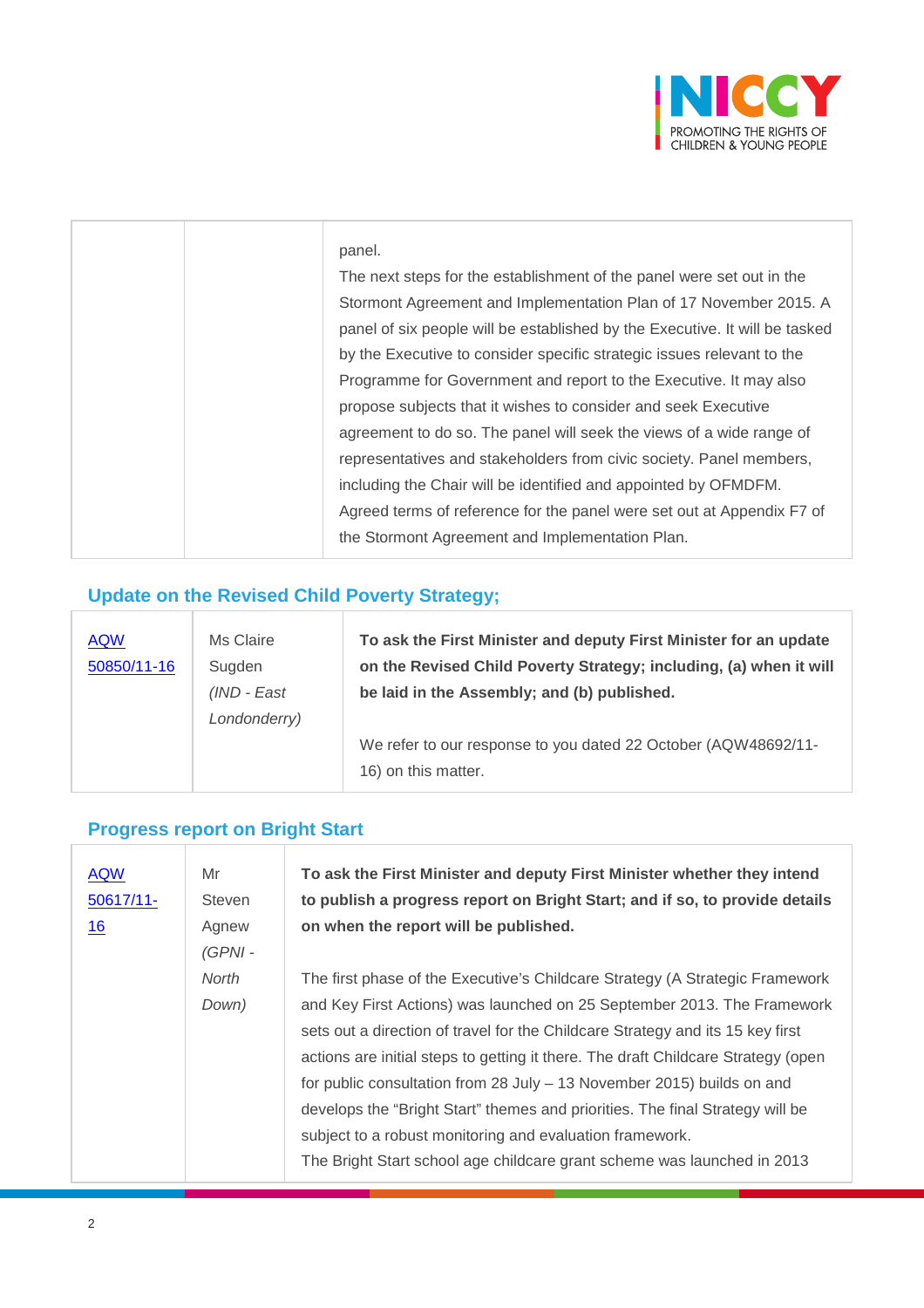| | | panel.<br>The next steps for the establishment of the panel were set out in the Stormont Agreement and Implementation Plan of 17 November 2015. A panel of six people will be established by the Executive. It will be tasked by the Executive to consider specific strategic issues relevant to the Programme for Government and report to the Executive. It may also propose subjects that it wishes to consider and seek Executive agreement to do so. The panel will seek the views of a wide range of representatives and stakeholders from civic society. Panel members, including the Chair will be identified and appointed by OFMDFM.<br>Agreed terms of reference for the panel were set out at Appendix F7 of the Stormont Agreement and Implementation Plan. |
|---|---|---|

## Update on the Revised Child Poverty Strategy;

| AQW 50850/11-16 | Ms Claire Sugden *(IND - East Londonderry)* | **To ask the First Minister and deputy First Minister for an update on the Revised Child Poverty Strategy; including, (a) when it will be laid in the Assembly; and (b) published.**<br><br>We refer to our response to you dated 22 October (AQW48692/11-16) on this matter. |
|---|---|---|

## Progress report on Bright Start

| AQW 50617/11-16 | Mr Steven Agnew *(GPNI - North Down)* | **To ask the First Minister and deputy First Minister whether they intend to publish a progress report on Bright Start; and if so, to provide details on when the report will be published.**<br><br>The first phase of the Executive's Childcare Strategy (A Strategic Framework and Key First Actions) was launched on 25 September 2013. The Framework sets out a direction of travel for the Childcare Strategy and its 15 key first actions are initial steps to getting it there. The draft Childcare Strategy (open for public consultation from 28 July – 13 November 2015) builds on and develops the "Bright Start" themes and priorities. The final Strategy will be subject to a robust monitoring and evaluation framework.<br>The Bright Start school age childcare grant scheme was launched in 2013 |
|---|---|---|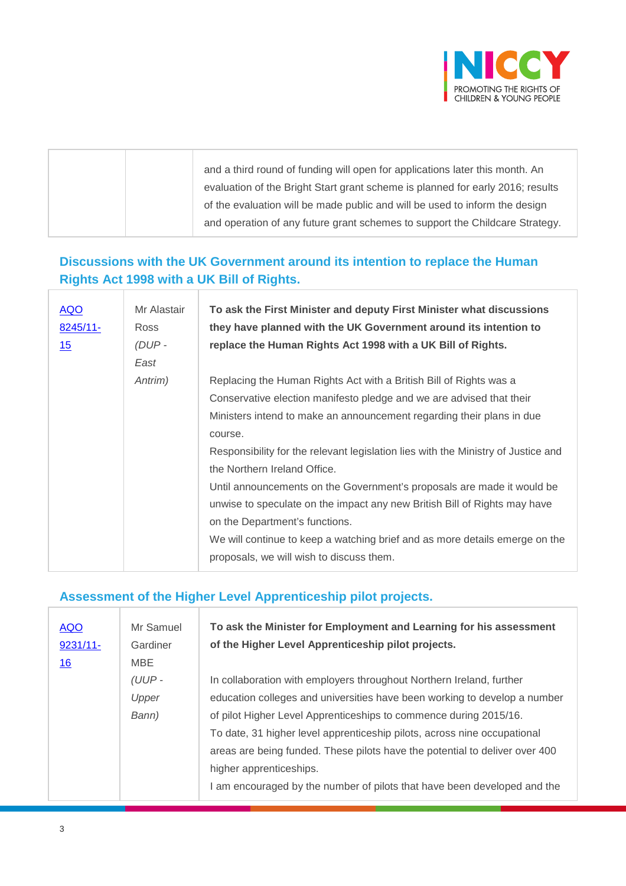| | | and a third round of funding will open for applications later this month. An evaluation of the Bright Start grant scheme is planned for early 2016; results of the evaluation will be made public and will be used to inform the design and operation of any future grant schemes to support the Childcare Strategy. |
|---|---|---|

## Discussions with the UK Government around its intention to replace the Human Rights Act 1998 with a UK Bill of Rights.

| | | |
|---|---|---|
| AQO 8245/11-15 | Mr Alastair Ross *(DUP - East Antrim)* | **To ask the First Minister and deputy First Minister what discussions they have planned with the UK Government around its intention to replace the Human Rights Act 1998 with a UK Bill of Rights.**<br><br>Replacing the Human Rights Act with a British Bill of Rights was a Conservative election manifesto pledge and we are advised that their Ministers intend to make an announcement regarding their plans in due course.<br>Responsibility for the relevant legislation lies with the Ministry of Justice and the Northern Ireland Office.<br>Until announcements on the Government's proposals are made it would be unwise to speculate on the impact any new British Bill of Rights may have on the Department's functions.<br>We will continue to keep a watching brief and as more details emerge on the proposals, we will wish to discuss them. |

## Assessment of the Higher Level Apprenticeship pilot projects.

| | | |
|---|---|---|
| AQO 9231/11-16 | Mr Samuel Gardiner MBE *(UUP - Upper Bann)* | **To ask the Minister for Employment and Learning for his assessment of the Higher Level Apprenticeship pilot projects.**<br><br>In collaboration with employers throughout Northern Ireland, further education colleges and universities have been working to develop a number of pilot Higher Level Apprenticeships to commence during 2015/16.<br>To date, 31 higher level apprenticeship pilots, across nine occupational areas are being funded. These pilots have the potential to deliver over 400 higher apprenticeships.<br>I am encouraged by the number of pilots that have been developed and the |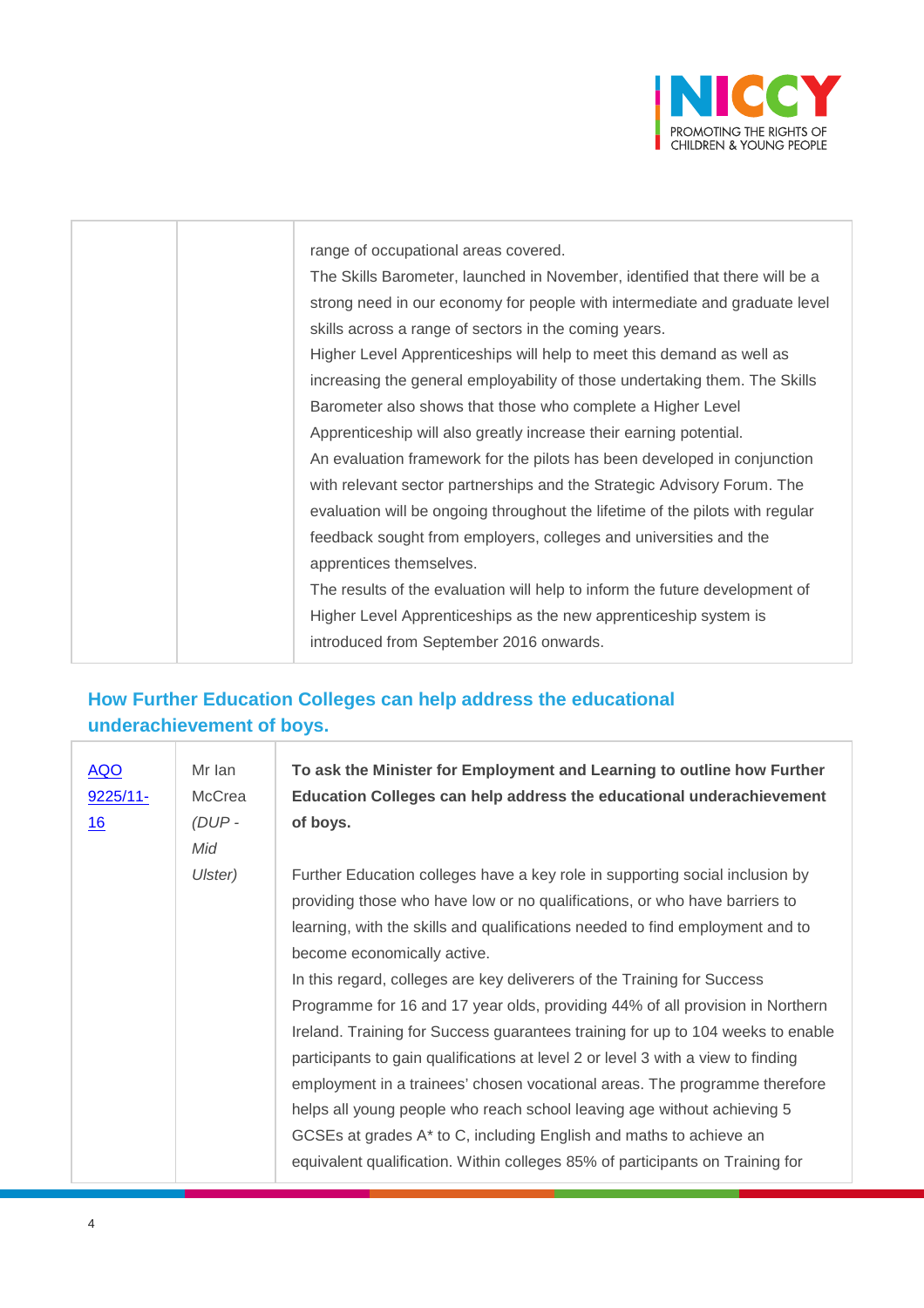| | | |
|---|---|---|
| | | range of occupational areas covered.<br>The Skills Barometer, launched in November, identified that there will be a strong need in our economy for people with intermediate and graduate level skills across a range of sectors in the coming years.<br>Higher Level Apprenticeships will help to meet this demand as well as increasing the general employability of those undertaking them. The Skills Barometer also shows that those who complete a Higher Level Apprenticeship will also greatly increase their earning potential.<br>An evaluation framework for the pilots has been developed in conjunction with relevant sector partnerships and the Strategic Advisory Forum. The evaluation will be ongoing throughout the lifetime of the pilots with regular feedback sought from employers, colleges and universities and the apprentices themselves.<br>The results of the evaluation will help to inform the future development of Higher Level Apprenticeships as the new apprenticeship system is introduced from September 2016 onwards. |

## How Further Education Colleges can help address the educational underachievement of boys.

| | | |
|---|---|---|
| AQO 9225/11-16 | Mr Ian McCrea *(DUP - Mid Ulster)* | **To ask the Minister for Employment and Learning to outline how Further Education Colleges can help address the educational underachievement of boys.**<br><br>Further Education colleges have a key role in supporting social inclusion by providing those who have low or no qualifications, or who have barriers to learning, with the skills and qualifications needed to find employment and to become economically active.<br>In this regard, colleges are key deliverers of the Training for Success Programme for 16 and 17 year olds, providing 44% of all provision in Northern Ireland. Training for Success guarantees training for up to 104 weeks to enable participants to gain qualifications at level 2 or level 3 with a view to finding employment in a trainees' chosen vocational areas. The programme therefore helps all young people who reach school leaving age without achieving 5 GCSEs at grades A* to C, including English and maths to achieve an equivalent qualification. Within colleges 85% of participants on Training for |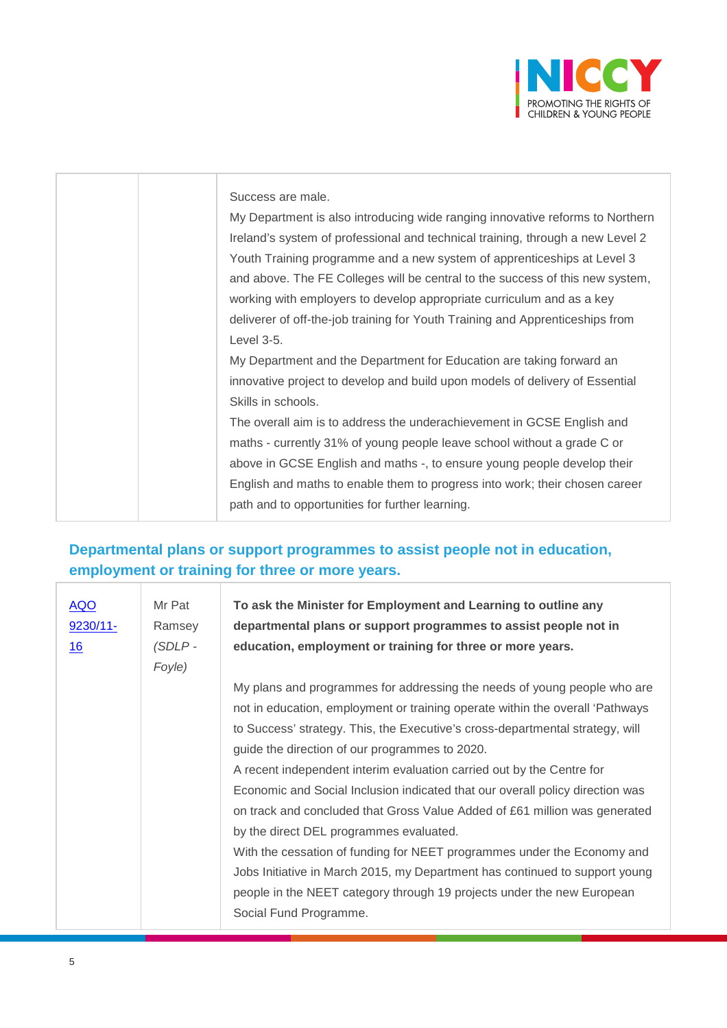| | | |
|---|---|---|
| | | Success are male.<br>My Department is also introducing wide ranging innovative reforms to Northern Ireland's system of professional and technical training, through a new Level 2 Youth Training programme and a new system of apprenticeships at Level 3 and above. The FE Colleges will be central to the success of this new system, working with employers to develop appropriate curriculum and as a key deliverer of off-the-job training for Youth Training and Apprenticeships from Level 3-5.<br>My Department and the Department for Education are taking forward an innovative project to develop and build upon models of delivery of Essential Skills in schools.<br>The overall aim is to address the underachievement in GCSE English and maths - currently 31% of young people leave school without a grade C or above in GCSE English and maths -, to ensure young people develop their English and maths to enable them to progress into work; their chosen career path and to opportunities for further learning. |

## Departmental plans or support programmes to assist people not in education, employment or training for three or more years.

| | | |
|---|---|---|
| AQO 9230/11-16 | Mr Pat Ramsey *(SDLP - Foyle)* | **To ask the Minister for Employment and Learning to outline any departmental plans or support programmes to assist people not in education, employment or training for three or more years.**<br><br>My plans and programmes for addressing the needs of young people who are not in education, employment or training operate within the overall 'Pathways to Success' strategy. This, the Executive's cross-departmental strategy, will guide the direction of our programmes to 2020.<br>A recent independent interim evaluation carried out by the Centre for Economic and Social Inclusion indicated that our overall policy direction was on track and concluded that Gross Value Added of £61 million was generated by the direct DEL programmes evaluated.<br>With the cessation of funding for NEET programmes under the Economy and Jobs Initiative in March 2015, my Department has continued to support young people in the NEET category through 19 projects under the new European Social Fund Programme. |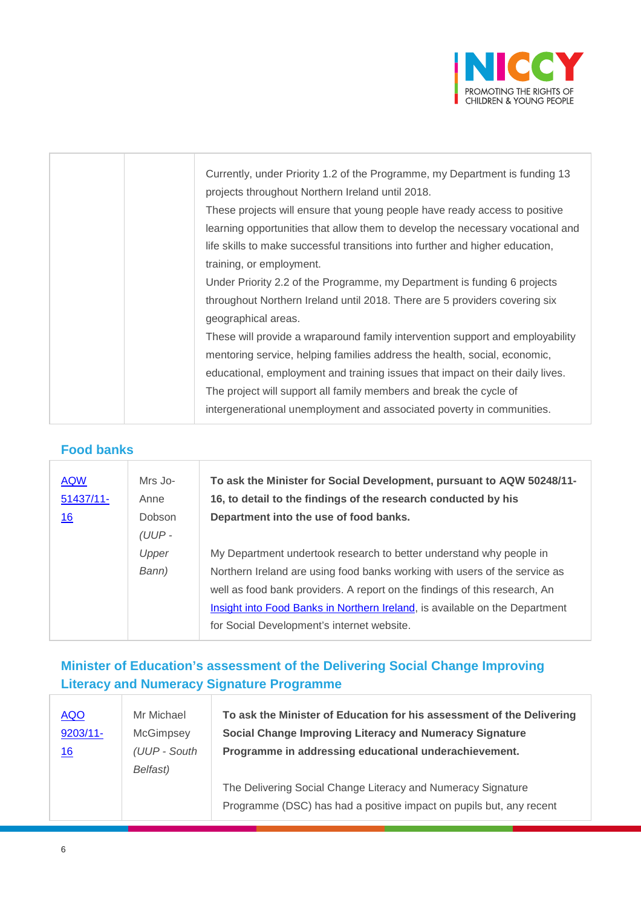| | | Currently, under Priority 1.2 of the Programme, my Department is funding 13 projects throughout Northern Ireland until 2018.<br>These projects will ensure that young people have ready access to positive learning opportunities that allow them to develop the necessary vocational and life skills to make successful transitions into further and higher education, training, or employment.<br>Under Priority 2.2 of the Programme, my Department is funding 6 projects throughout Northern Ireland until 2018. There are 5 providers covering six geographical areas.<br>These will provide a wraparound family intervention support and employability mentoring service, helping families address the health, social, economic, educational, employment and training issues that impact on their daily lives. The project will support all family members and break the cycle of intergenerational unemployment and associated poverty in communities. |
|---|---|---|

## Food banks

| | | |
|---|---|---|
| AQW 51437/11-16 | Mrs Jo-Anne Dobson *(UUP - Upper Bann)* | **To ask the Minister for Social Development, pursuant to AQW 50248/11-16, to detail to the findings of the research conducted by his Department into the use of food banks.**<br><br>My Department undertook research to better understand why people in Northern Ireland are using food banks working with users of the service as well as food bank providers. A report on the findings of this research, An Insight into Food Banks in Northern Ireland, is available on the Department for Social Development's internet website. |

## Minister of Education's assessment of the Delivering Social Change Improving Literacy and Numeracy Signature Programme

| | | |
|---|---|---|
| AQO 9203/11-16 | Mr Michael McGimpsey *(UUP - South Belfast)* | **To ask the Minister of Education for his assessment of the Delivering Social Change Improving Literacy and Numeracy Signature Programme in addressing educational underachievement.**<br><br>The Delivering Social Change Literacy and Numeracy Signature Programme (DSC) has had a positive impact on pupils but, any recent |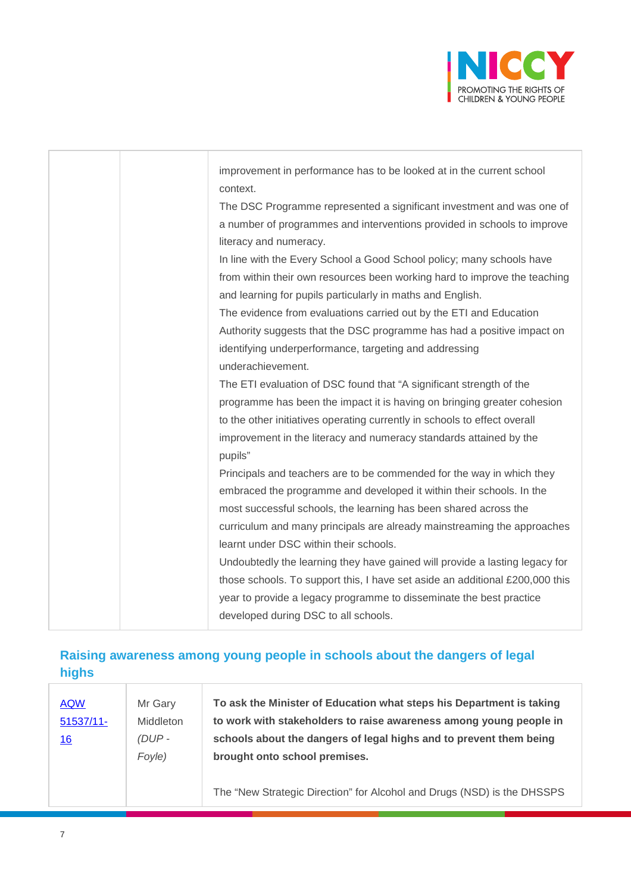| | | |
|---|---|---|
| | | improvement in performance has to be looked at in the current school context.<br>The DSC Programme represented a significant investment and was one of a number of programmes and interventions provided in schools to improve literacy and numeracy.<br>In line with the Every School a Good School policy; many schools have from within their own resources been working hard to improve the teaching and learning for pupils particularly in maths and English.<br>The evidence from evaluations carried out by the ETI and Education Authority suggests that the DSC programme has had a positive impact on identifying underperformance, targeting and addressing underachievement.<br>The ETI evaluation of DSC found that "A significant strength of the programme has been the impact it is having on bringing greater cohesion to the other initiatives operating currently in schools to effect overall improvement in the literacy and numeracy standards attained by the pupils"<br>Principals and teachers are to be commended for the way in which they embraced the programme and developed it within their schools. In the most successful schools, the learning has been shared across the curriculum and many principals are already mainstreaming the approaches learnt under DSC within their schools.<br>Undoubtedly the learning they have gained will provide a lasting legacy for those schools. To support this, I have set aside an additional £200,000 this year to provide a legacy programme to disseminate the best practice developed during DSC to all schools. |

## Raising awareness among young people in schools about the dangers of legal highs

| | | |
|---|---|---|
| AQW 51537/11-16 | Mr Gary Middleton *(DUP - Foyle)* | **To ask the Minister of Education what steps his Department is taking to work with stakeholders to raise awareness among young people in schools about the dangers of legal highs and to prevent them being brought onto school premises.**<br><br>The "New Strategic Direction" for Alcohol and Drugs (NSD) is the DHSSPS |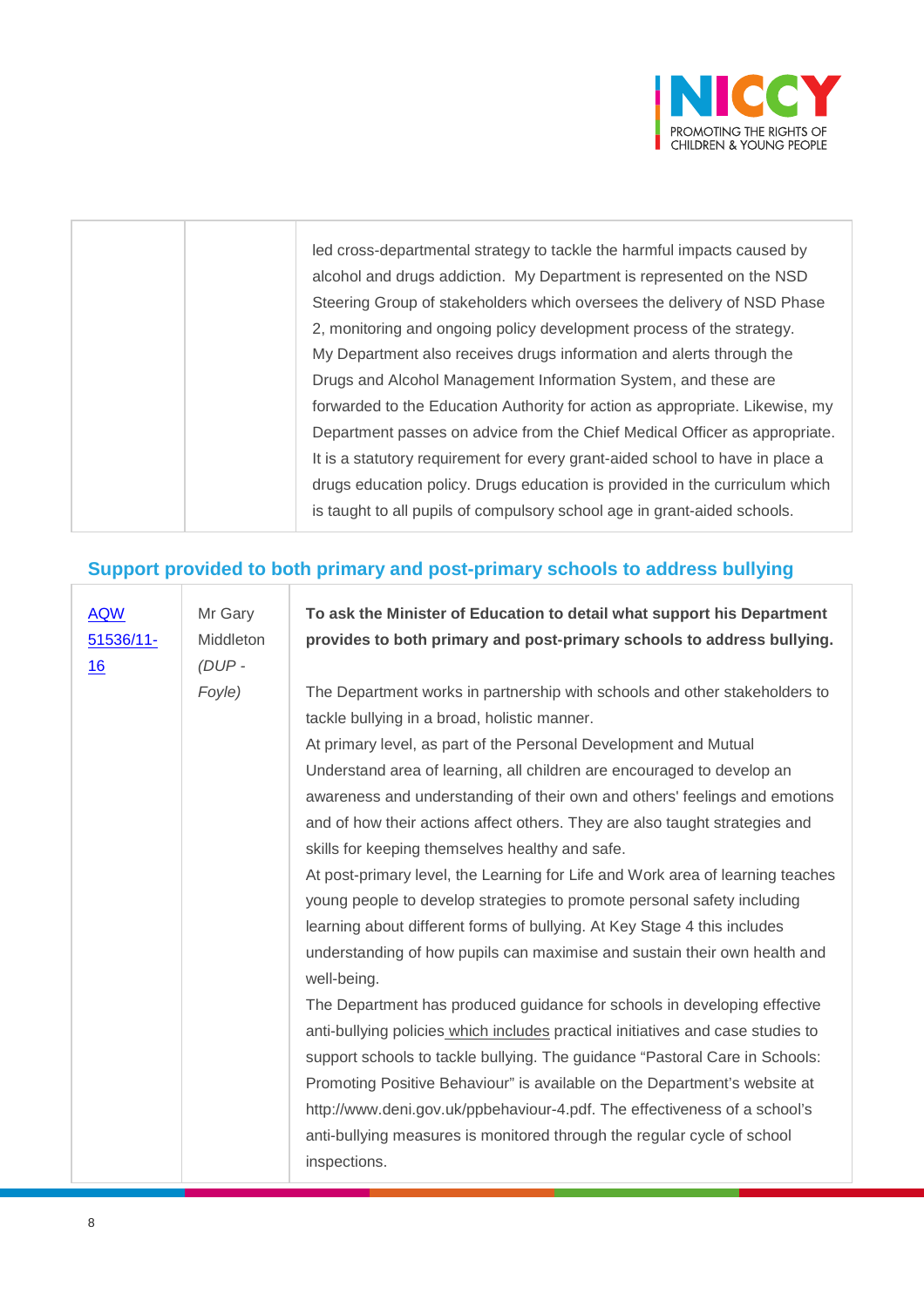| | | led cross-departmental strategy to tackle the harmful impacts caused by alcohol and drugs addiction. My Department is represented on the NSD Steering Group of stakeholders which oversees the delivery of NSD Phase 2, monitoring and ongoing policy development process of the strategy. My Department also receives drugs information and alerts through the Drugs and Alcohol Management Information System, and these are forwarded to the Education Authority for action as appropriate. Likewise, my Department passes on advice from the Chief Medical Officer as appropriate. It is a statutory requirement for every grant-aided school to have in place a drugs education policy. Drugs education is provided in the curriculum which is taught to all pupils of compulsory school age in grant-aided schools. |
|---|---|---|

## Support provided to both primary and post-primary schools to address bullying

| | | |
|---|---|---|
| AQW 51536/11-16 | Mr Gary Middleton *(DUP - Foyle)* | **To ask the Minister of Education to detail what support his Department provides to both primary and post-primary schools to address bullying.**<br><br>The Department works in partnership with schools and other stakeholders to tackle bullying in a broad, holistic manner.<br>At primary level, as part of the Personal Development and Mutual Understand area of learning, all children are encouraged to develop an awareness and understanding of their own and others' feelings and emotions and of how their actions affect others. They are also taught strategies and skills for keeping themselves healthy and safe.<br>At post-primary level, the Learning for Life and Work area of learning teaches young people to develop strategies to promote personal safety including learning about different forms of bullying. At Key Stage 4 this includes understanding of how pupils can maximise and sustain their own health and well-being.<br>The Department has produced guidance for schools in developing effective anti-bullying policies which includes practical initiatives and case studies to support schools to tackle bullying. The guidance "Pastoral Care in Schools: Promoting Positive Behaviour" is available on the Department's website at http://www.deni.gov.uk/ppbehaviour-4.pdf. The effectiveness of a school's anti-bullying measures is monitored through the regular cycle of school inspections. |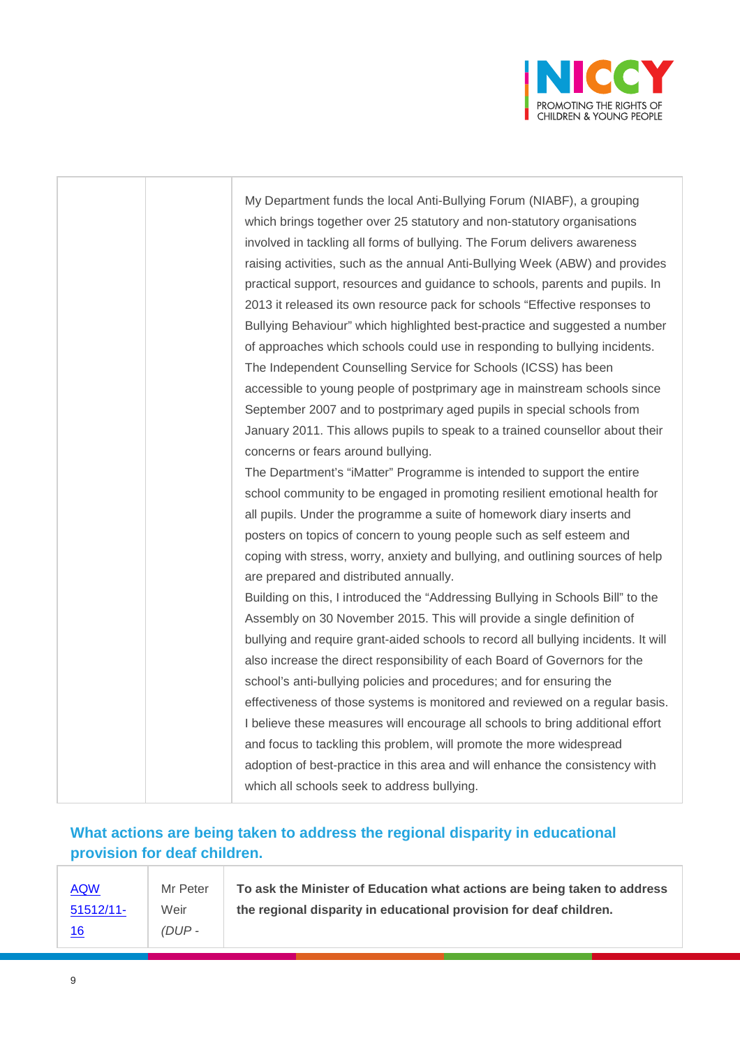| | | |
|---|---|---|
| | | My Department funds the local Anti-Bullying Forum (NIABF), a grouping which brings together over 25 statutory and non-statutory organisations involved in tackling all forms of bullying. The Forum delivers awareness raising activities, such as the annual Anti-Bullying Week (ABW) and provides practical support, resources and guidance to schools, parents and pupils. In 2013 it released its own resource pack for schools "Effective responses to Bullying Behaviour" which highlighted best-practice and suggested a number of approaches which schools could use in responding to bullying incidents.<br>The Independent Counselling Service for Schools (ICSS) has been accessible to young people of postprimary age in mainstream schools since September 2007 and to postprimary aged pupils in special schools from January 2011. This allows pupils to speak to a trained counsellor about their concerns or fears around bullying.<br>The Department's "iMatter" Programme is intended to support the entire school community to be engaged in promoting resilient emotional health for all pupils. Under the programme a suite of homework diary inserts and posters on topics of concern to young people such as self esteem and coping with stress, worry, anxiety and bullying, and outlining sources of help are prepared and distributed annually.<br>Building on this, I introduced the "Addressing Bullying in Schools Bill" to the Assembly on 30 November 2015. This will provide a single definition of bullying and require grant-aided schools to record all bullying incidents. It will also increase the direct responsibility of each Board of Governors for the school's anti-bullying policies and procedures; and for ensuring the effectiveness of those systems is monitored and reviewed on a regular basis.<br>I believe these measures will encourage all schools to bring additional effort and focus to tackling this problem, will promote the more widespread adoption of best-practice in this area and will enhance the consistency with which all schools seek to address bullying. |

## What actions are being taken to address the regional disparity in educational provision for deaf children.

| | | |
|---|---|---|
| AQW 51512/11-16 | Mr Peter Weir *(DUP -* | **To ask the Minister of Education what actions are being taken to address the regional disparity in educational provision for deaf children.** |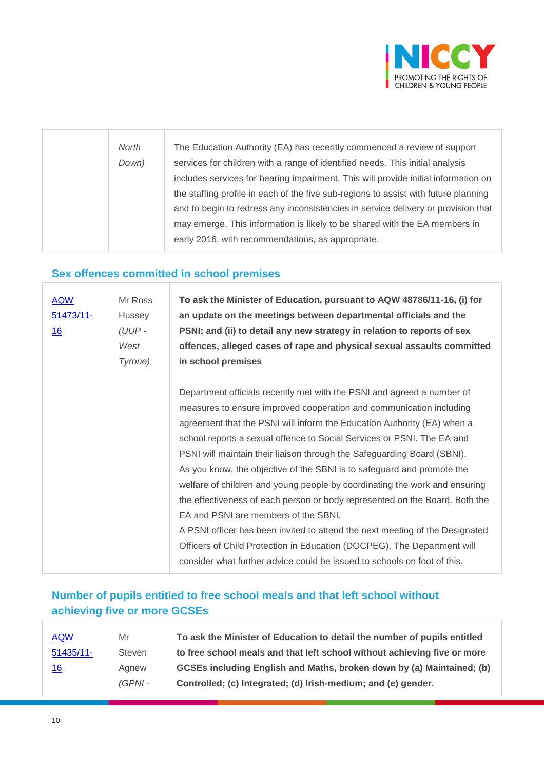| | North Down) | The Education Authority (EA) has recently commenced a review of support services for children with a range of identified needs. This initial analysis includes services for hearing impairment. This will provide initial information on the staffing profile in each of the five sub-regions to assist with future planning and to begin to redress any inconsistencies in service delivery or provision that may emerge. This information is likely to be shared with the EA members in early 2016, with recommendations, as appropriate. |
|---|---|---|

### Sex offences committed in school premises

| AQW 51473/11-16 | Mr Ross Hussey *(UUP - West Tyrone)* | **To ask the Minister of Education, pursuant to AQW 48786/11-16, (i) for an update on the meetings between departmental officials and the PSNI; and (ii) to detail any new strategy in relation to reports of sex offences, alleged cases of rape and physical sexual assaults committed in school premises**<br><br>Department officials recently met with the PSNI and agreed a number of measures to ensure improved cooperation and communication including agreement that the PSNI will inform the Education Authority (EA) when a school reports a sexual offence to Social Services or PSNI. The EA and PSNI will maintain their liaison through the Safeguarding Board (SBNI).<br>As you know, the objective of the SBNI is to safeguard and promote the welfare of children and young people by coordinating the work and ensuring the effectiveness of each person or body represented on the Board. Both the EA and PSNI are members of the SBNI.<br>A PSNI officer has been invited to attend the next meeting of the Designated Officers of Child Protection in Education (DOCPEG). The Department will consider what further advice could be issued to schools on foot of this. |
|---|---|---|

### Number of pupils entitled to free school meals and that left school without achieving five or more GCSEs

| AQW 51435/11-16 | Mr Steven Agnew *(GPNI -* | **To ask the Minister of Education to detail the number of pupils entitled to free school meals and that left school without achieving five or more GCSEs including English and Maths, broken down by (a) Maintained; (b) Controlled; (c) Integrated; (d) Irish-medium; and (e) gender.** |
|---|---|---|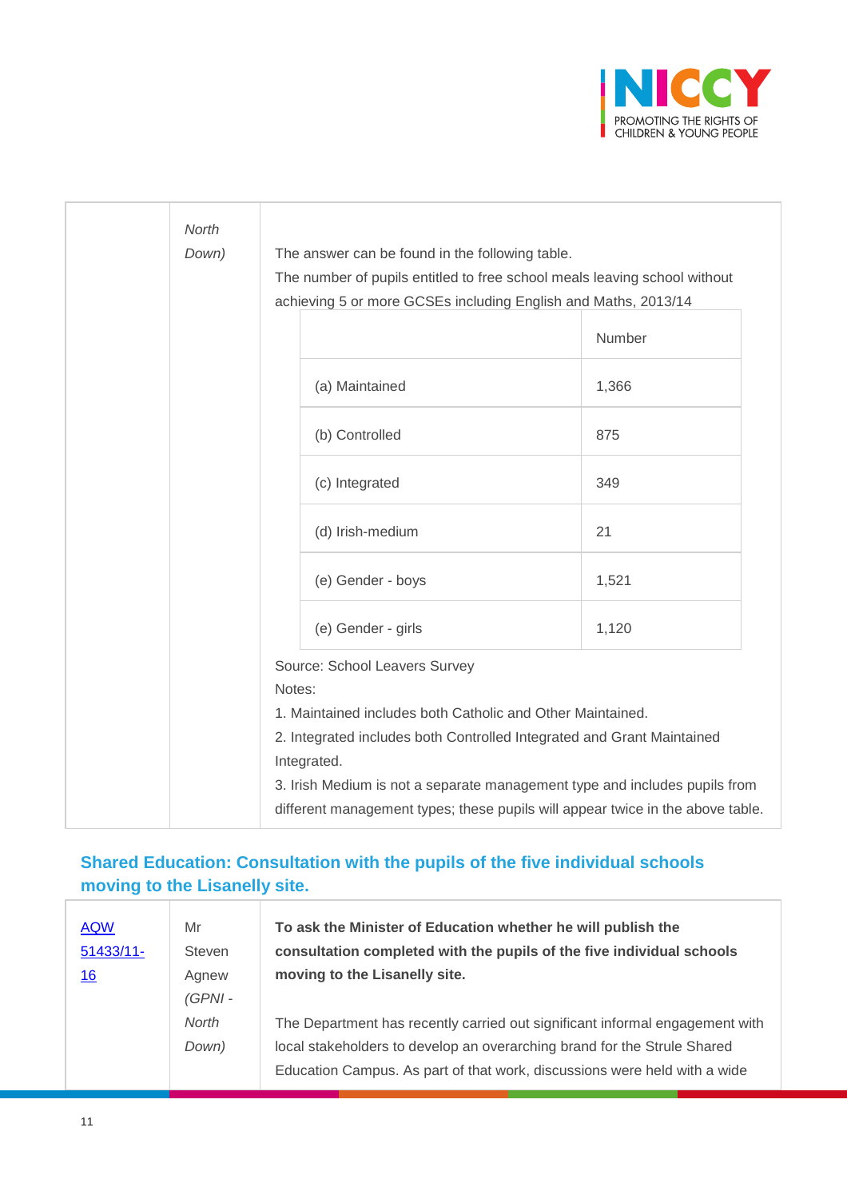| | North Down) | The answer can be found in the following table.<br>The number of pupils entitled to free school meals leaving school without achieving 5 or more GCSEs including English and Maths, 2013/14<br><br>(see table below)<br><br>Source: School Leavers Survey<br>Notes:<br>1. Maintained includes both Catholic and Other Maintained.<br>2. Integrated includes both Controlled Integrated and Grant Maintained Integrated.<br>3. Irish Medium is not a separate management type and includes pupils from different management types; these pupils will appear twice in the above table. |
|---|---|---|

| | Number |
|---|---|
| (a) Maintained | 1,366 |
| (b) Controlled | 875 |
| (c) Integrated | 349 |
| (d) Irish-medium | 21 |
| (e) Gender - boys | 1,521 |
| (e) Gender - girls | 1,120 |

## Shared Education: Consultation with the pupils of the five individual schools moving to the Lisanelly site.

| [AQW 51433/11-16]() | Mr Steven Agnew *(GPNI - North Down)* | **To ask the Minister of Education whether he will publish the consultation completed with the pupils of the five individual schools moving to the Lisanelly site.**<br><br>The Department has recently carried out significant informal engagement with local stakeholders to develop an overarching brand for the Strule Shared Education Campus. As part of that work, discussions were held with a wide |
|---|---|---|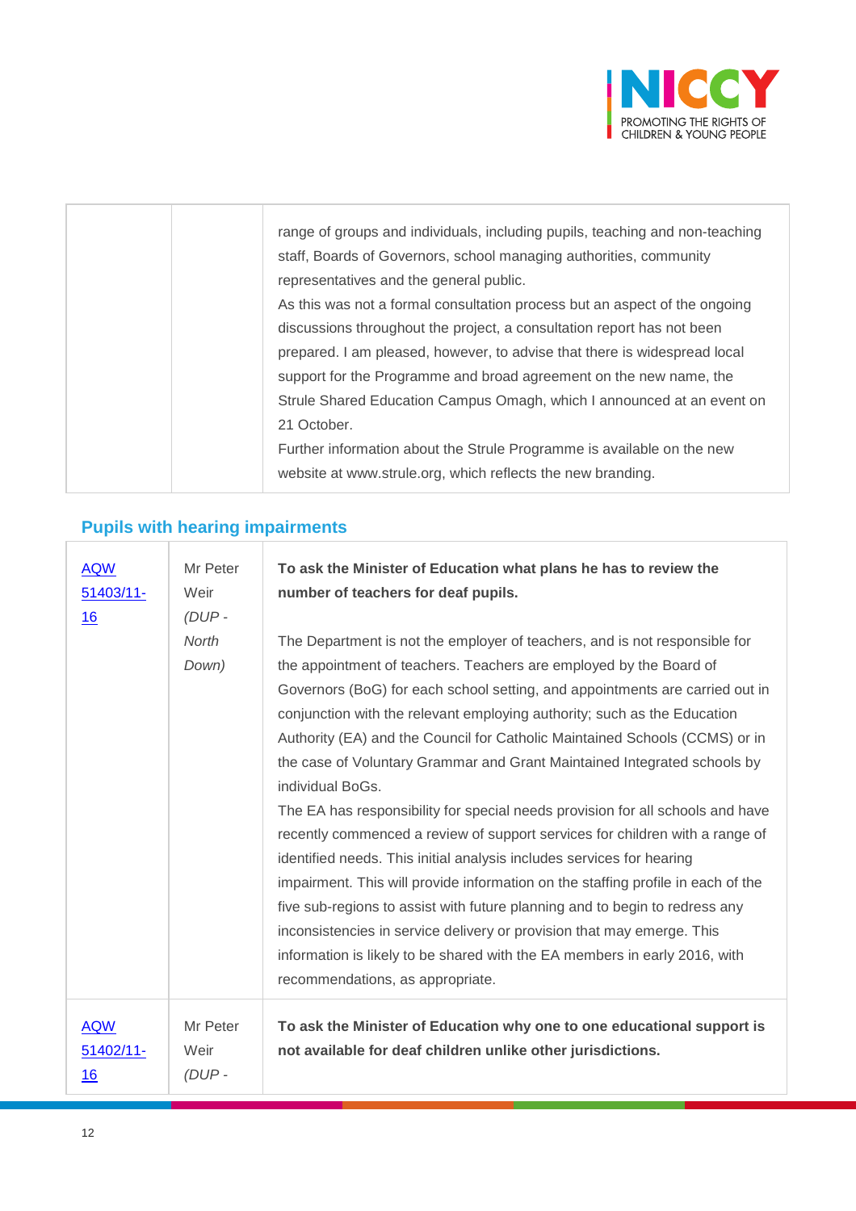| | | |
|---|---|---|
| | | range of groups and individuals, including pupils, teaching and non-teaching staff, Boards of Governors, school managing authorities, community representatives and the general public.<br>As this was not a formal consultation process but an aspect of the ongoing discussions throughout the project, a consultation report has not been prepared. I am pleased, however, to advise that there is widespread local support for the Programme and broad agreement on the new name, the Strule Shared Education Campus Omagh, which I announced at an event on 21 October.<br>Further information about the Strule Programme is available on the new website at www.strule.org, which reflects the new branding. |

## Pupils with hearing impairments

| | | |
|---|---|---|
| [AQW 51403/11-16] | Mr Peter Weir *(DUP - North Down)* | **To ask the Minister of Education what plans he has to review the number of teachers for deaf pupils.**<br><br>The Department is not the employer of teachers, and is not responsible for the appointment of teachers. Teachers are employed by the Board of Governors (BoG) for each school setting, and appointments are carried out in conjunction with the relevant employing authority; such as the Education Authority (EA) and the Council for Catholic Maintained Schools (CCMS) or in the case of Voluntary Grammar and Grant Maintained Integrated schools by individual BoGs.<br>The EA has responsibility for special needs provision for all schools and have recently commenced a review of support services for children with a range of identified needs. This initial analysis includes services for hearing impairment. This will provide information on the staffing profile in each of the five sub-regions to assist with future planning and to begin to redress any inconsistencies in service delivery or provision that may emerge. This information is likely to be shared with the EA members in early 2016, with recommendations, as appropriate. |
| [AQW 51402/11-16] | Mr Peter Weir *(DUP -* | **To ask the Minister of Education why one to one educational support is not available for deaf children unlike other jurisdictions.** |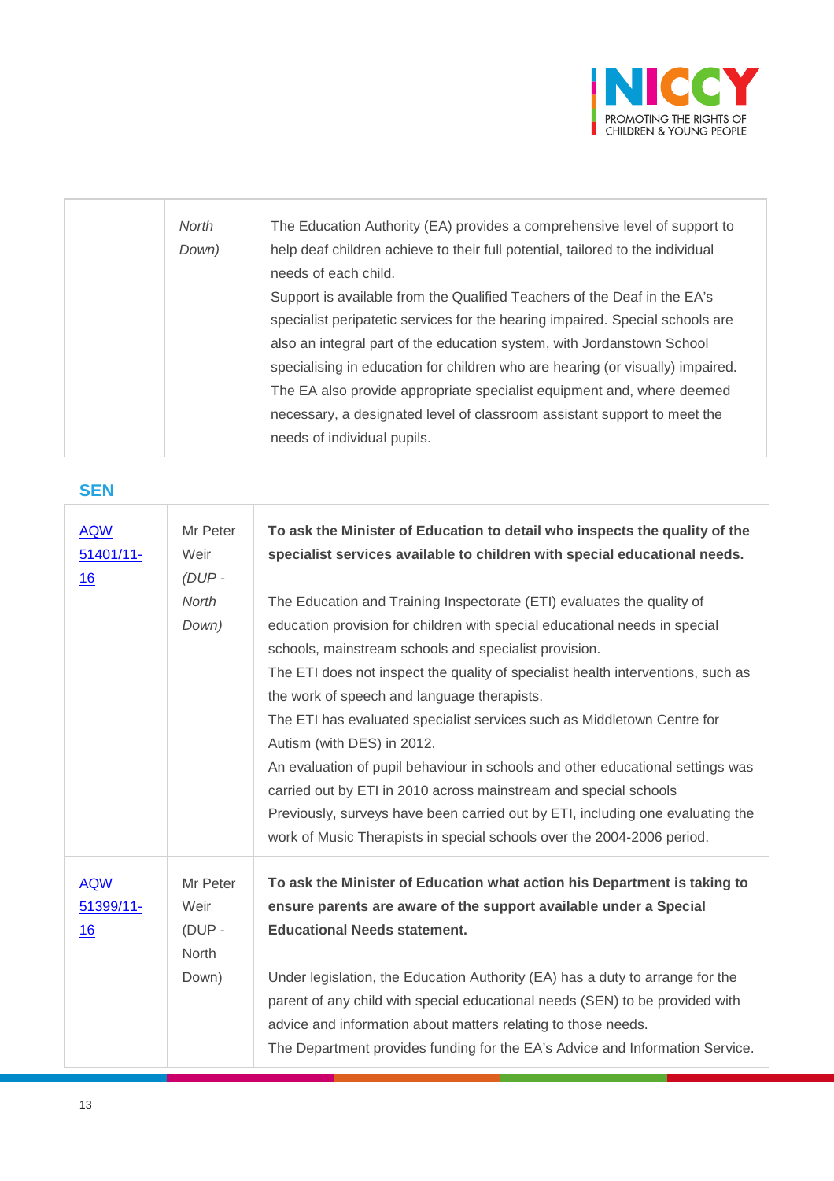| | *North Down)* | The Education Authority (EA) provides a comprehensive level of support to help deaf children achieve to their full potential, tailored to the individual needs of each child.<br>Support is available from the Qualified Teachers of the Deaf in the EA's specialist peripatetic services for the hearing impaired. Special schools are also an integral part of the education system, with Jordanstown School specialising in education for children who are hearing (or visually) impaired.<br>The EA also provide appropriate specialist equipment and, where deemed necessary, a designated level of classroom assistant support to meet the needs of individual pupils. |
|---|---|---|

## SEN

| AQW 51401/11-16 | Mr Peter Weir *(DUP - North Down)* | **To ask the Minister of Education to detail who inspects the quality of the specialist services available to children with special educational needs.**<br><br>The Education and Training Inspectorate (ETI) evaluates the quality of education provision for children with special educational needs in special schools, mainstream schools and specialist provision.<br>The ETI does not inspect the quality of specialist health interventions, such as the work of speech and language therapists.<br>The ETI has evaluated specialist services such as Middletown Centre for Autism (with DES) in 2012.<br>An evaluation of pupil behaviour in schools and other educational settings was carried out by ETI in 2010 across mainstream and special schools<br>Previously, surveys have been carried out by ETI, including one evaluating the work of Music Therapists in special schools over the 2004-2006 period. |
|---|---|---|
| AQW 51399/11-16 | Mr Peter Weir (DUP - North Down) | **To ask the Minister of Education what action his Department is taking to ensure parents are aware of the support available under a Special Educational Needs statement.**<br><br>Under legislation, the Education Authority (EA) has a duty to arrange for the parent of any child with special educational needs (SEN) to be provided with advice and information about matters relating to those needs.<br>The Department provides funding for the EA's Advice and Information Service. |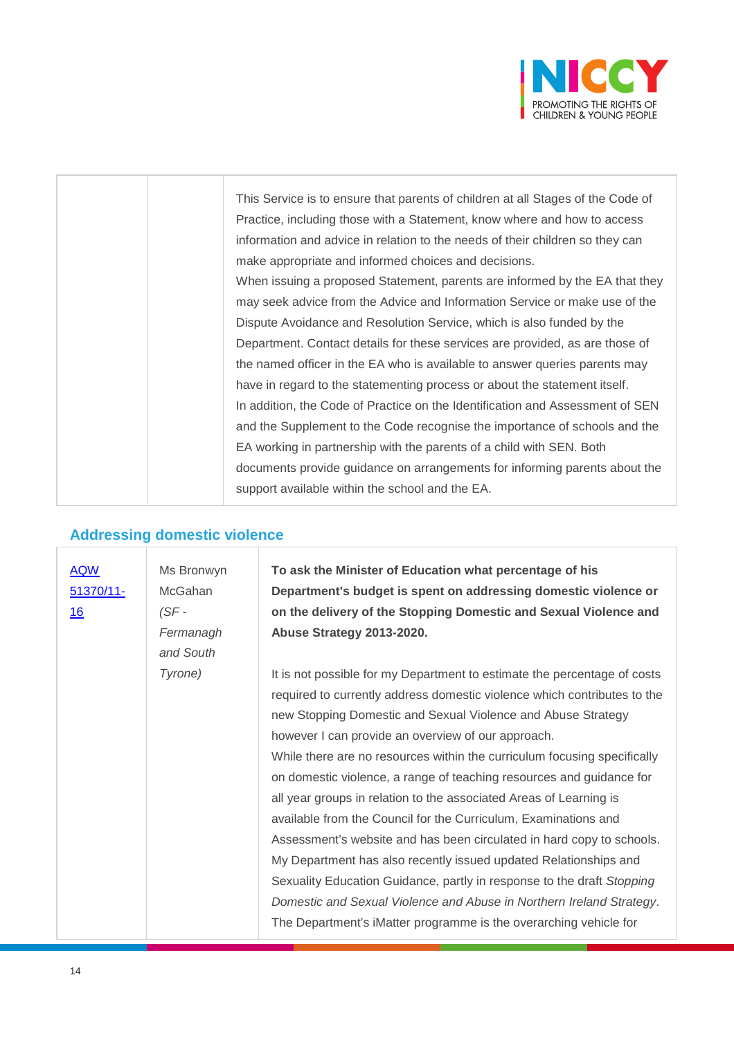| | | |
|---|---|---|
| | | This Service is to ensure that parents of children at all Stages of the Code of Practice, including those with a Statement, know where and how to access information and advice in relation to the needs of their children so they can make appropriate and informed choices and decisions.<br>When issuing a proposed Statement, parents are informed by the EA that they may seek advice from the Advice and Information Service or make use of the Dispute Avoidance and Resolution Service, which is also funded by the Department. Contact details for these services are provided, as are those of the named officer in the EA who is available to answer queries parents may have in regard to the statementing process or about the statement itself.<br>In addition, the Code of Practice on the Identification and Assessment of SEN and the Supplement to the Code recognise the importance of schools and the EA working in partnership with the parents of a child with SEN. Both documents provide guidance on arrangements for informing parents about the support available within the school and the EA. |

## Addressing domestic violence

| | | |
|---|---|---|
| AQW 51370/11-16 | Ms Bronwyn McGahan *(SF - Fermanagh and South Tyrone)* | **To ask the Minister of Education what percentage of his Department's budget is spent on addressing domestic violence or on the delivery of the Stopping Domestic and Sexual Violence and Abuse Strategy 2013-2020.**<br><br>It is not possible for my Department to estimate the percentage of costs required to currently address domestic violence which contributes to the new Stopping Domestic and Sexual Violence and Abuse Strategy however I can provide an overview of our approach.<br>While there are no resources within the curriculum focusing specifically on domestic violence, a range of teaching resources and guidance for all year groups in relation to the associated Areas of Learning is available from the Council for the Curriculum, Examinations and Assessment's website and has been circulated in hard copy to schools. My Department has also recently issued updated Relationships and Sexuality Education Guidance, partly in response to the draft *Stopping Domestic and Sexual Violence and Abuse in Northern Ireland Strategy*. The Department's iMatter programme is the overarching vehicle for |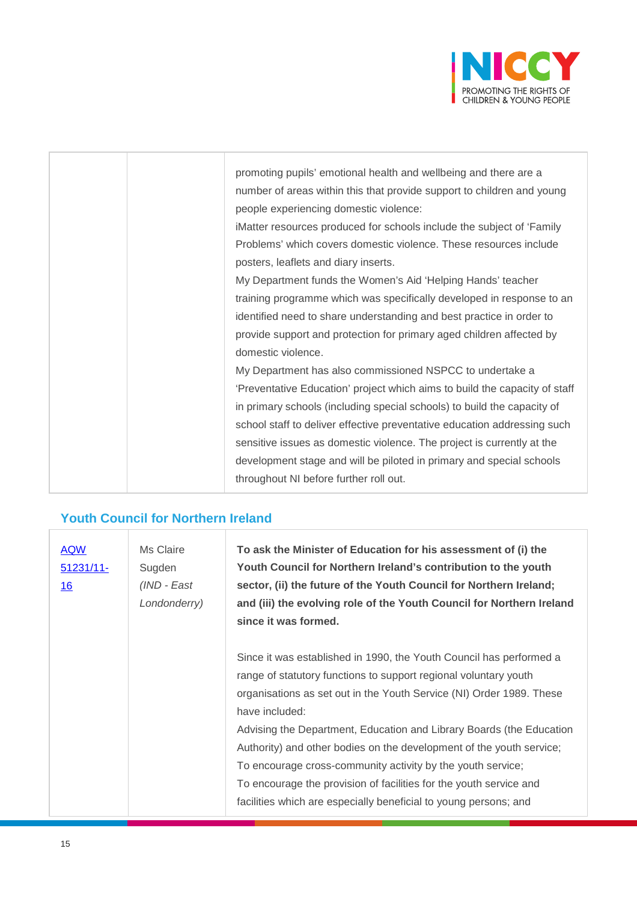| | | |
|---|---|---|
| | | promoting pupils' emotional health and wellbeing and there are a number of areas within this that provide support to children and young people experiencing domestic violence:<br>iMatter resources produced for schools include the subject of 'Family Problems' which covers domestic violence. These resources include posters, leaflets and diary inserts.<br>My Department funds the Women's Aid 'Helping Hands' teacher training programme which was specifically developed in response to an identified need to share understanding and best practice in order to provide support and protection for primary aged children affected by domestic violence.<br>My Department has also commissioned NSPCC to undertake a 'Preventative Education' project which aims to build the capacity of staff in primary schools (including special schools) to build the capacity of school staff to deliver effective preventative education addressing such sensitive issues as domestic violence. The project is currently at the development stage and will be piloted in primary and special schools throughout NI before further roll out. |

## Youth Council for Northern Ireland

| | | |
|---|---|---|
| AQW 51231/11-16 | Ms Claire Sugden *(IND - East Londonderry)* | **To ask the Minister of Education for his assessment of (i) the Youth Council for Northern Ireland's contribution to the youth sector, (ii) the future of the Youth Council for Northern Ireland; and (iii) the evolving role of the Youth Council for Northern Ireland since it was formed.**<br><br>Since it was established in 1990, the Youth Council has performed a range of statutory functions to support regional voluntary youth organisations as set out in the Youth Service (NI) Order 1989. These have included:<br>Advising the Department, Education and Library Boards (the Education Authority) and other bodies on the development of the youth service;<br>To encourage cross-community activity by the youth service;<br>To encourage the provision of facilities for the youth service and facilities which are especially beneficial to young persons; and |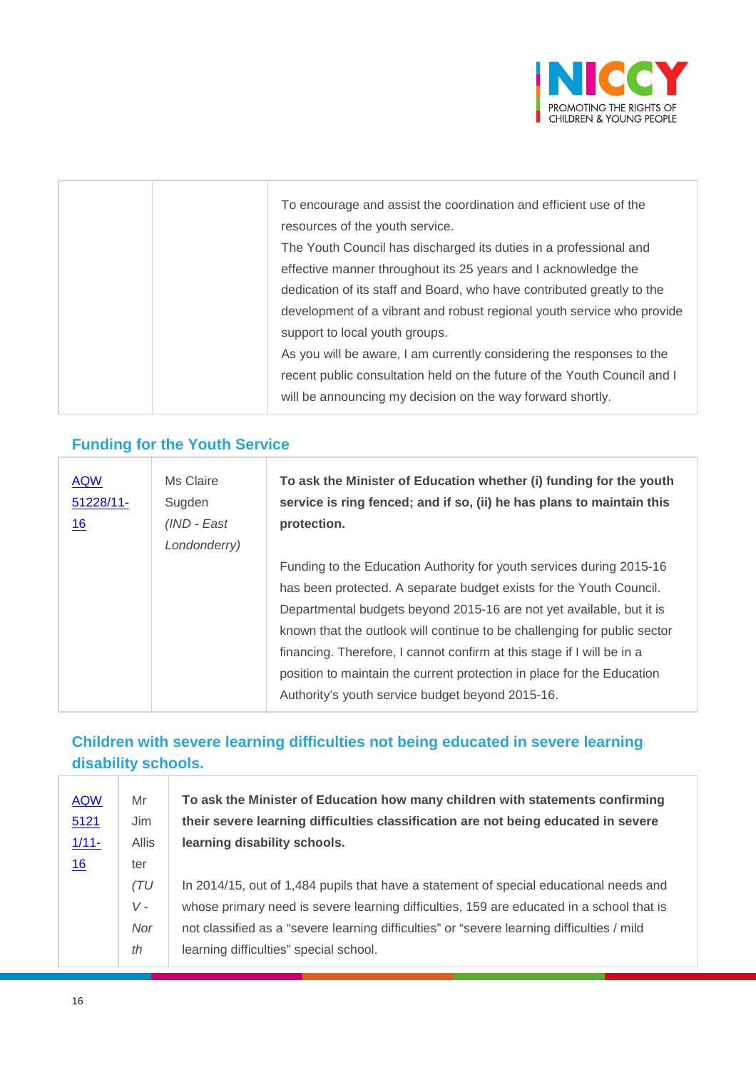| | | To encourage and assist the coordination and efficient use of the resources of the youth service.<br>The Youth Council has discharged its duties in a professional and effective manner throughout its 25 years and I acknowledge the dedication of its staff and Board, who have contributed greatly to the development of a vibrant and robust regional youth service who provide support to local youth groups.<br>As you will be aware, I am currently considering the responses to the recent public consultation held on the future of the Youth Council and I will be announcing my decision on the way forward shortly. |
|---|---|---|

## Funding for the Youth Service

| AQW 51228/11-16 | Ms Claire Sugden *(IND - East Londonderry)* | **To ask the Minister of Education whether (i) funding for the youth service is ring fenced; and if so, (ii) he has plans to maintain this protection.**<br><br>Funding to the Education Authority for youth services during 2015-16 has been protected. A separate budget exists for the Youth Council. Departmental budgets beyond 2015-16 are not yet available, but it is known that the outlook will continue to be challenging for public sector financing. Therefore, I cannot confirm at this stage if I will be in a position to maintain the current protection in place for the Education Authority's youth service budget 2015-16. |
|---|---|---|

## Children with severe learning difficulties not being educated in severe learning disability schools.

| AQW 51211/11-16 | Mr Jim Allister *(TUV - North* | **To ask the Minister of Education how many children with statements confirming their severe learning difficulties classification are not being educated in severe learning disability schools.**<br><br>In 2014/15, out of 1,484 pupils that have a statement of special educational needs and whose primary need is severe learning difficulties, 159 are educated in a school that is not classified as a "severe learning difficulties" or "severe learning difficulties / mild learning difficulties" special school. |
|---|---|---|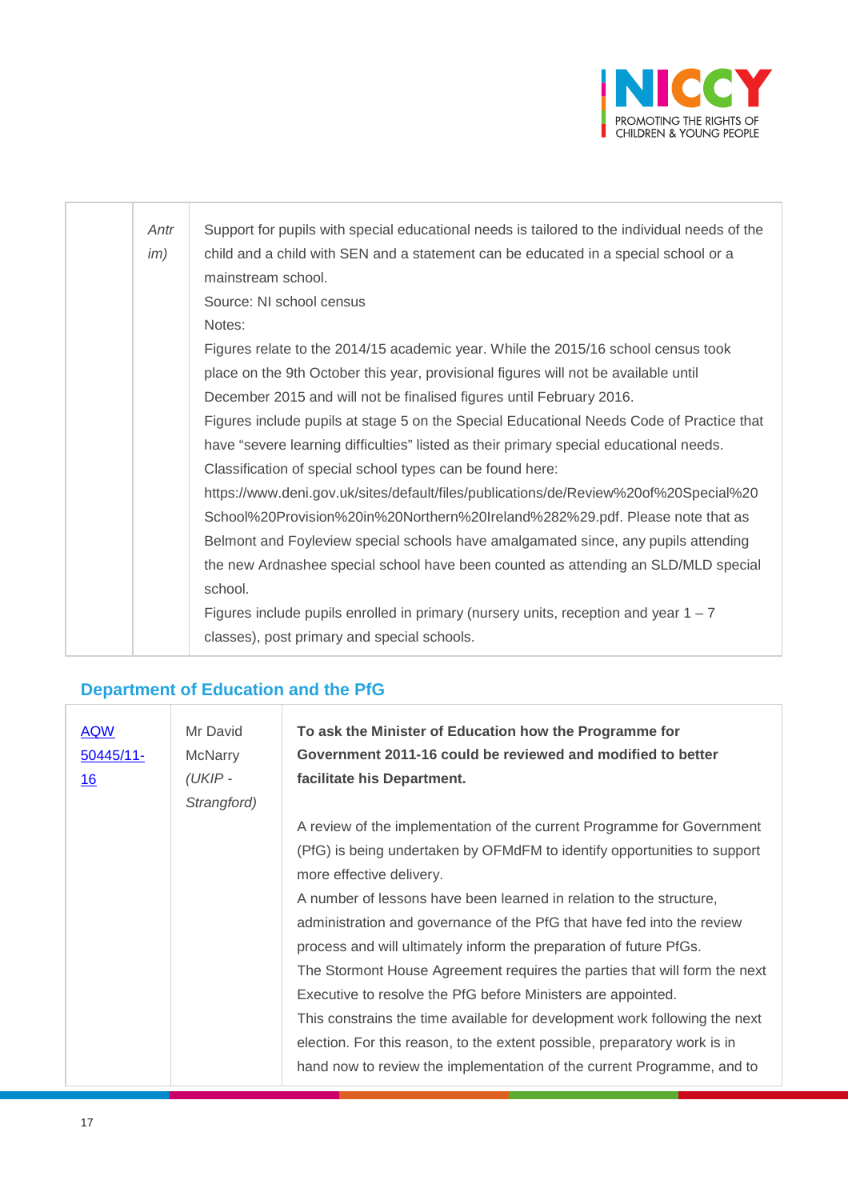| | | |
|---|---|---|
| | *Antrim)* | Support for pupils with special educational needs is tailored to the individual needs of the child and a child with SEN and a statement can be educated in a special school or a mainstream school.<br>Source: NI school census<br>Notes:<br>Figures relate to the 2014/15 academic year. While the 2015/16 school census took place on the 9th October this year, provisional figures will not be available until December 2015 and will not be finalised figures until February 2016.<br>Figures include pupils at stage 5 on the Special Educational Needs Code of Practice that have "severe learning difficulties" listed as their primary special educational needs.<br>Classification of special school types can be found here:<br>https://www.deni.gov.uk/sites/default/files/publications/de/Review%20of%20Special%20School%20Provision%20in%20Northern%20Ireland%282%29.pdf. Please note that as Belmont and Foyleview special schools have amalgamated since, any pupils attending the new Ardnashee special school have been counted as attending an SLD/MLD special school.<br>Figures include pupils enrolled in primary (nursery units, reception and year 1 – 7 classes), post primary and special schools. |

## Department of Education and the PfG

| | | |
|---|---|---|
| AQW 50445/11-16 | Mr David McNarry *(UKIP - Strangford)* | **To ask the Minister of Education how the Programme for Government 2011-16 could be reviewed and modified to better facilitate his Department.**<br><br>A review of the implementation of the current Programme for Government (PfG) is being undertaken by OFMdFM to identify opportunities to support more effective delivery.<br>A number of lessons have been learned in relation to the structure, administration and governance of the PfG that have fed into the review process and will ultimately inform the preparation of future PfGs.<br>The Stormont House Agreement requires the parties that will form the next Executive to resolve the PfG before Ministers are appointed.<br>This constrains the time available for development work following the next election. For this reason, to the extent possible, preparatory work is in hand now to review the implementation of the current Programme, and to |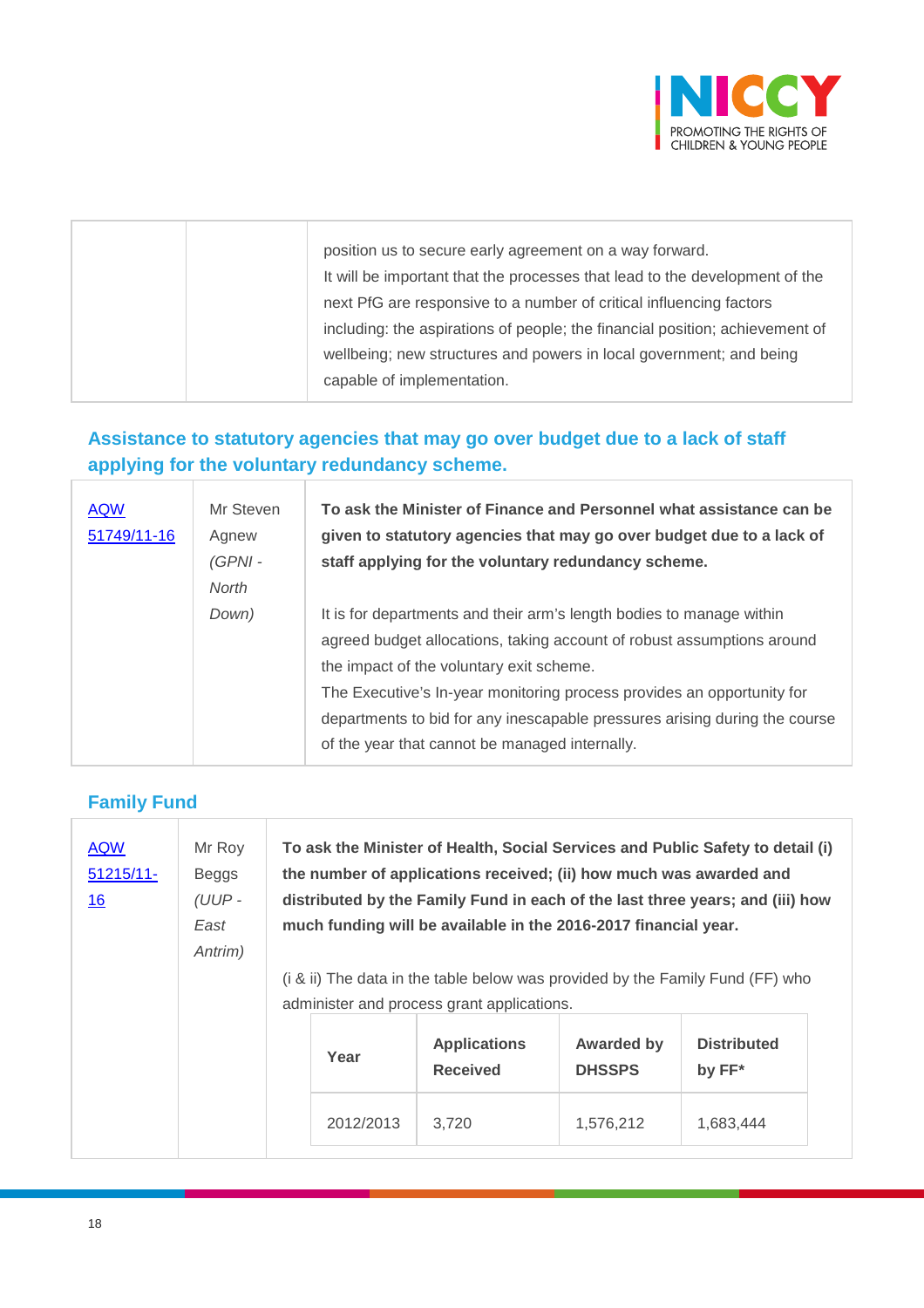| | | position us to secure early agreement on a way forward.<br>It will be important that the processes that lead to the development of the next PfG are responsive to a number of critical influencing factors including: the aspirations of people; the financial position; achievement of wellbeing; new structures and powers in local government; and being capable of implementation. |
|---|---|---|

## Assistance to statutory agencies that may go over budget due to a lack of staff applying for the voluntary redundancy scheme.

| | | |
|---|---|---|
| AQW 51749/11-16 | Mr Steven Agnew *(GPNI - North Down)* | **To ask the Minister of Finance and Personnel what assistance can be given to statutory agencies that may go over budget due to a lack of staff applying for the voluntary redundancy scheme.**<br><br>It is for departments and their arm's length bodies to manage within agreed budget allocations, taking account of robust assumptions around the impact of the voluntary exit scheme.<br>The Executive's In-year monitoring process provides an opportunity for departments to bid for any inescapable pressures arising during the course of the year that cannot be managed internally. |

## Family Fund

| | | |
|---|---|---|
| AQW 51215/11-16 | Mr Roy Beggs *(UUP - East Antrim)* | **To ask the Minister of Health, Social Services and Public Safety to detail (i) the number of applications received; (ii) how much was awarded and distributed by the Family Fund in each of the last three years; and (iii) how much funding will be available in the 2016-2017 financial year.**<br><br>(i & ii) The data in the table below was provided by the Family Fund (FF) who administer and process grant applications. |

| Year | Applications Received | Awarded by DHSSPS | Distributed by FF* |
|---|---|---|---|
| 2012/2013 | 3,720 | 1,576,212 | 1,683,444 |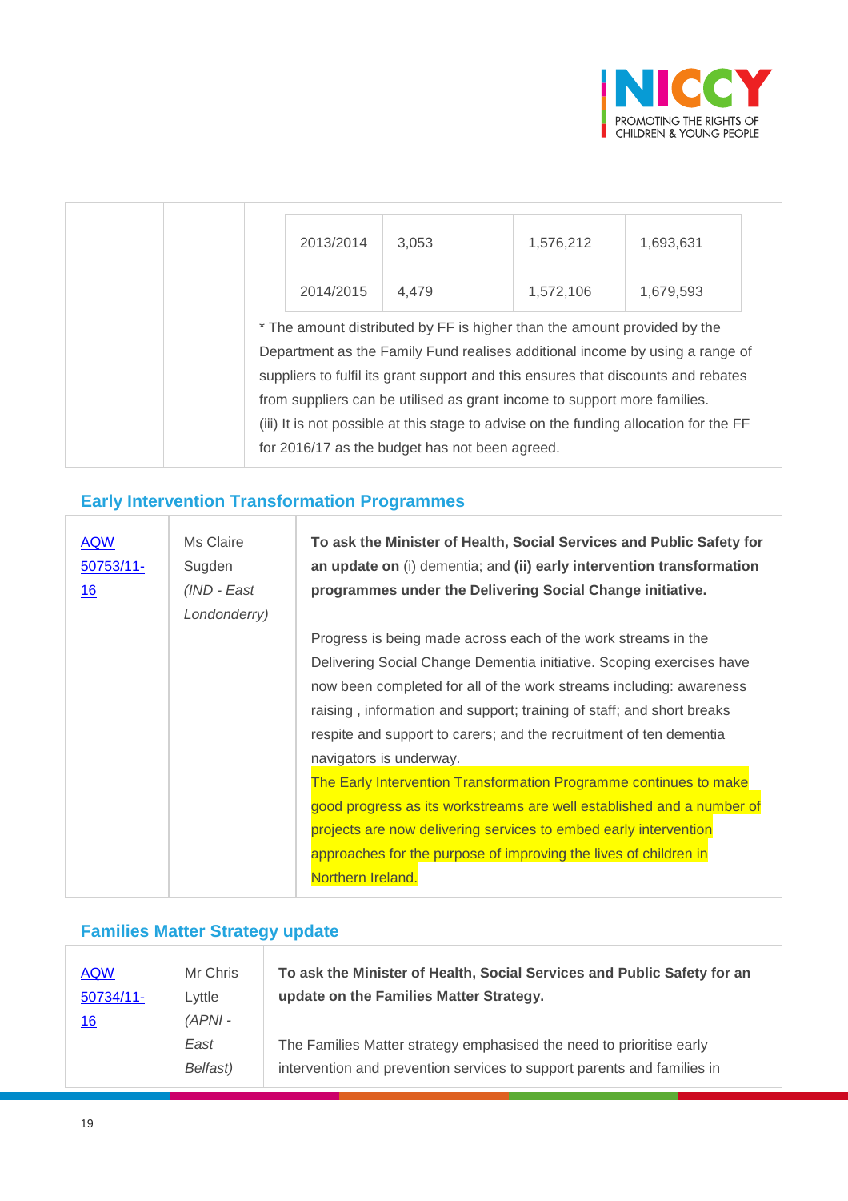| | | | | | |
|---|---|---|---|---|---|
| | | 2013/2014 | 3,053 | 1,576,212 | 1,693,631 |
| | | 2014/2015 | 4,479 | 1,572,106 | 1,679,593 |

* The amount distributed by FF is higher than the amount provided by the Department as the Family Fund realises additional income by using a range of suppliers to fulfil its grant support and this ensures that discounts and rebates from suppliers can be utilised as grant income to support more families.

(iii) It is not possible at this stage to advise on the funding allocation for the FF for 2016/17 as the budget has not been agreed.

## Early Intervention Transformation Programmes

| | | |
|---|---|---|
| AQW 50753/11-16 | Ms Claire Sugden *(IND - East Londonderry)* | **To ask the Minister of Health, Social Services and Public Safety for an update on** (i) dementia; and **(ii) early intervention transformation programmes under the Delivering Social Change initiative.**<br><br>Progress is being made across each of the work streams in the Delivering Social Change Dementia initiative. Scoping exercises have now been completed for all of the work streams including: awareness raising , information and support; training of staff; and short breaks respite and support to carers; and the recruitment of ten dementia navigators is underway.<br>The Early Intervention Transformation Programme continues to make good progress as its workstreams are well established and a number of projects are now delivering services to embed early intervention approaches for the purpose of improving the lives of children in Northern Ireland. |

## Families Matter Strategy update

| | | |
|---|---|---|
| AQW 50734/11-16 | Mr Chris Lyttle *(APNI - East Belfast)* | **To ask the Minister of Health, Social Services and Public Safety for an update on the Families Matter Strategy.**<br><br>The Families Matter strategy emphasised the need to prioritise early intervention and prevention services to support parents and families in |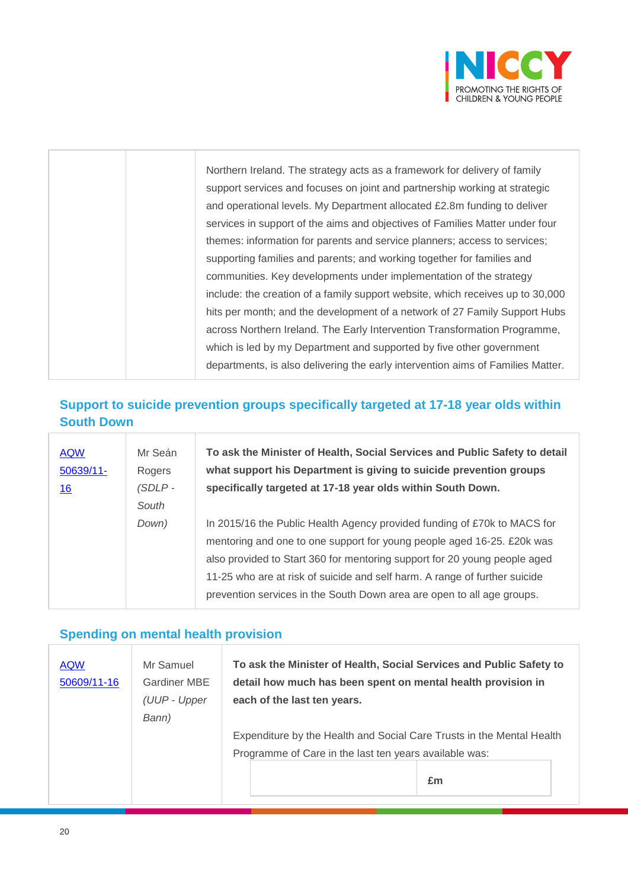| | | Northern Ireland. The strategy acts as a framework for delivery of family support services and focuses on joint and partnership working at strategic and operational levels. My Department allocated £2.8m funding to deliver services in support of the aims and objectives of Families Matter under four themes: information for parents and service planners; access to services; supporting families and parents; and working together for families and communities. Key developments under implementation of the strategy include: the creation of a family support website, which receives up to 30,000 hits per month; and the development of a network of 27 Family Support Hubs across Northern Ireland. The Early Intervention Transformation Programme, which is led by my Department and supported by five other government departments, is also delivering the early intervention aims of Families Matter. |
|---|---|---|

## Support to suicide prevention groups specifically targeted at 17-18 year olds within South Down

| AQW 50639/11-16 | Mr Seán Rogers *(SDLP - South Down)* | **To ask the Minister of Health, Social Services and Public Safety to detail what support his Department is giving to suicide prevention groups specifically targeted at 17-18 year olds within South Down.**<br><br>In 2015/16 the Public Health Agency provided funding of £70k to MACS for mentoring and one to one support for young people aged 16-25. £20k was also provided to Start 360 for mentoring support for 20 young people aged 11-25 who are at risk of suicide and self harm. A range of further suicide prevention services in the South Down area are open to all age groups. |
|---|---|---|

## Spending on mental health provision

| AQW 50609/11-16 | Mr Samuel Gardiner MBE *(UUP - Upper Bann)* | **To ask the Minister of Health, Social Services and Public Safety to detail how much has been spent on mental health provision in each of the last ten years.**<br><br>Expenditure by the Health and Social Care Trusts in the Mental Health Programme of Care in the last ten years available was: |
|---|---|---|

| | £m |
|---|---|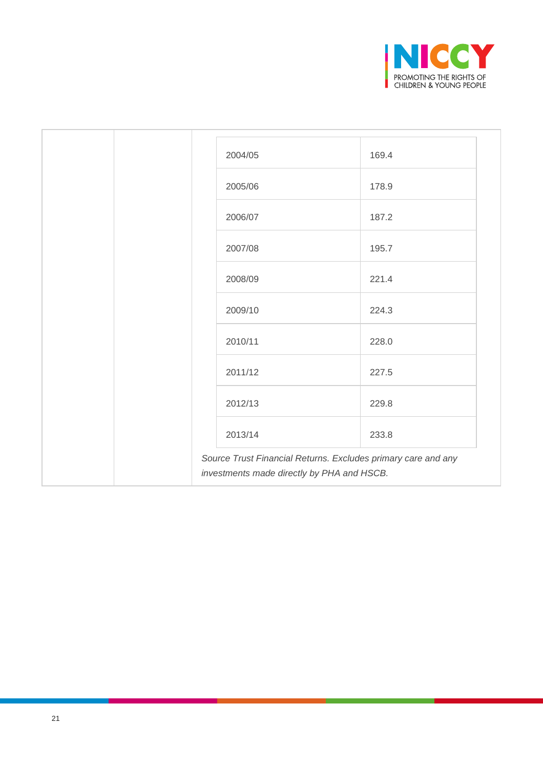| | |
|---|---|
| 2004/05 | 169.4 |
| 2005/06 | 178.9 |
| 2006/07 | 187.2 |
| 2007/08 | 195.7 |
| 2008/09 | 221.4 |
| 2009/10 | 224.3 |
| 2010/11 | 228.0 |
| 2011/12 | 227.5 |
| 2012/13 | 229.8 |
| 2013/14 | 233.8 |

*Source Trust Financial Returns. Excludes primary care and any investments made directly by PHA and HSCB.*